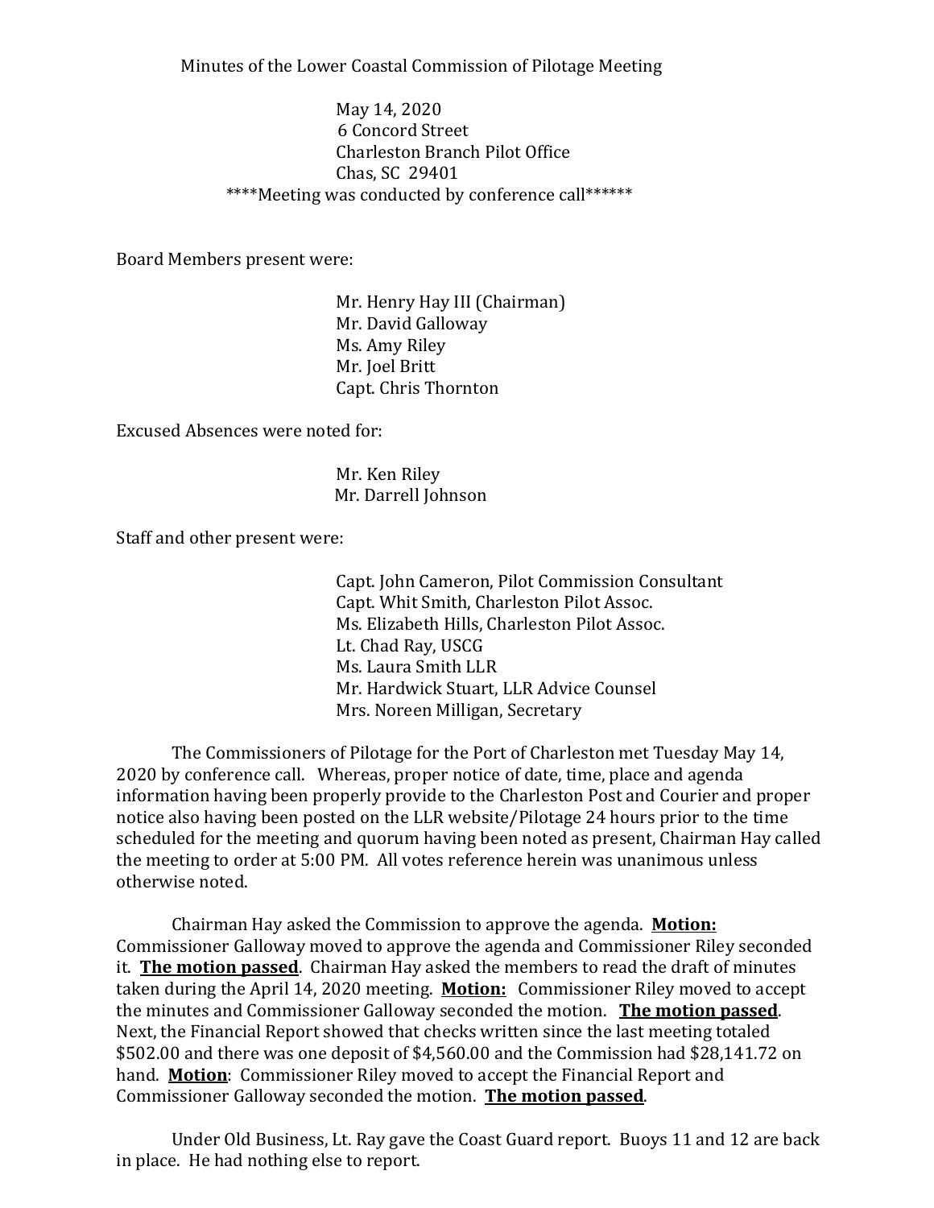Minutes of the Lower Coastal Commission of Pilotage Meeting

May 14, 2020
6 Concord Street
Charleston Branch Pilot Office
Chas, SC 29401
****Meeting was conducted by conference call******

Board Members present were:

Mr. Henry Hay III (Chairman)
Mr. David Galloway
Ms. Amy Riley
Mr. Joel Britt
Capt. Chris Thornton

Excused Absences were noted for:

Mr. Ken Riley
Mr. Darrell Johnson

Staff and other present were:

Capt. John Cameron, Pilot Commission Consultant
Capt. Whit Smith, Charleston Pilot Assoc.
Ms. Elizabeth Hills, Charleston Pilot Assoc.
Lt. Chad Ray, USCG
Ms. Laura Smith LLR
Mr. Hardwick Stuart, LLR Advice Counsel
Mrs. Noreen Milligan, Secretary

The Commissioners of Pilotage for the Port of Charleston met Tuesday May 14, 2020 by conference call. Whereas, proper notice of date, time, place and agenda information having been properly provide to the Charleston Post and Courier and proper notice also having been posted on the LLR website/Pilotage 24 hours prior to the time scheduled for the meeting and quorum having been noted as present, Chairman Hay called the meeting to order at 5:00 PM. All votes reference herein was unanimous unless otherwise noted.

Chairman Hay asked the Commission to approve the agenda. **Motion:** Commissioner Galloway moved to approve the agenda and Commissioner Riley seconded it. **The motion passed**. Chairman Hay asked the members to read the draft of minutes taken during the April 14, 2020 meeting. **Motion:** Commissioner Riley moved to accept the minutes and Commissioner Galloway seconded the motion. **The motion passed**. Next, the Financial Report showed that checks written since the last meeting totaled $502.00 and there was one deposit of $4,560.00 and the Commission had $28,141.72 on hand. **Motion**: Commissioner Riley moved to accept the Financial Report and Commissioner Galloway seconded the motion. **The motion passed**.

Under Old Business, Lt. Ray gave the Coast Guard report. Buoys 11 and 12 are back in place. He had nothing else to report.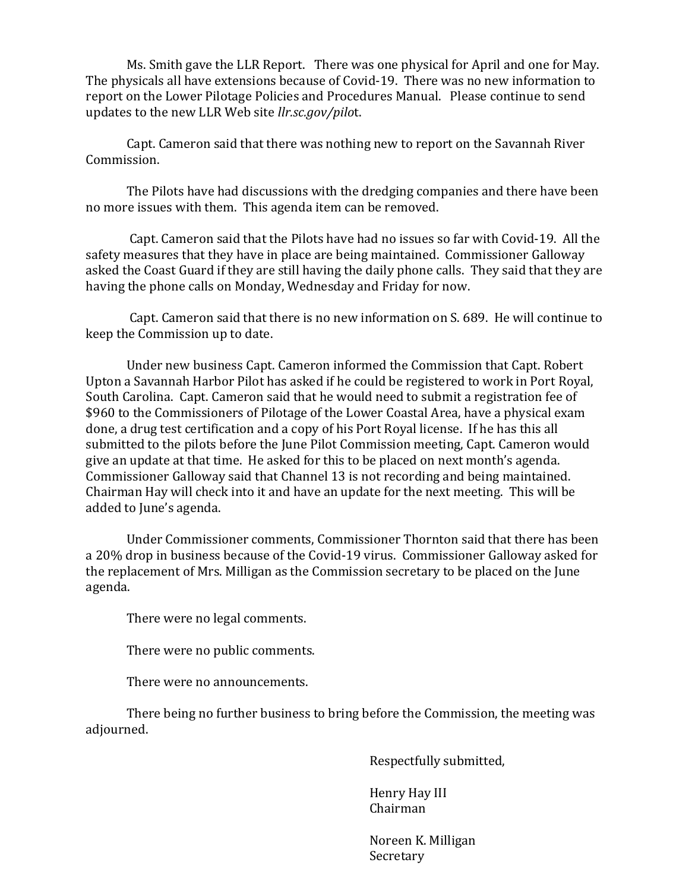Ms. Smith gave the LLR Report. There was one physical for April and one for May. The physicals all have extensions because of Covid-19. There was no new information to report on the Lower Pilotage Policies and Procedures Manual. Please continue to send updates to the new LLR Web site *llr.sc.gov/pilo*t.

Capt. Cameron said that there was nothing new to report on the Savannah River Commission.

The Pilots have had discussions with the dredging companies and there have been no more issues with them. This agenda item can be removed.

Capt. Cameron said that the Pilots have had no issues so far with Covid-19. All the safety measures that they have in place are being maintained. Commissioner Galloway asked the Coast Guard if they are still having the daily phone calls. They said that they are having the phone calls on Monday, Wednesday and Friday for now.

Capt. Cameron said that there is no new information on S. 689. He will continue to keep the Commission up to date.

Under new business Capt. Cameron informed the Commission that Capt. Robert Upton a Savannah Harbor Pilot has asked if he could be registered to work in Port Royal, South Carolina. Capt. Cameron said that he would need to submit a registration fee of $960 to the Commissioners of Pilotage of the Lower Coastal Area, have a physical exam done, a drug test certification and a copy of his Port Royal license. If he has this all submitted to the pilots before the June Pilot Commission meeting, Capt. Cameron would give an update at that time. He asked for this to be placed on next month's agenda. Commissioner Galloway said that Channel 13 is not recording and being maintained. Chairman Hay will check into it and have an update for the next meeting. This will be added to June's agenda.

Under Commissioner comments, Commissioner Thornton said that there has been a 20% drop in business because of the Covid-19 virus. Commissioner Galloway asked for the replacement of Mrs. Milligan as the Commission secretary to be placed on the June agenda.

There were no legal comments.

There were no public comments.

There were no announcements.

There being no further business to bring before the Commission, the meeting was adjourned.

Respectfully submitted,

Henry Hay III
Chairman

Noreen K. Milligan
Secretary